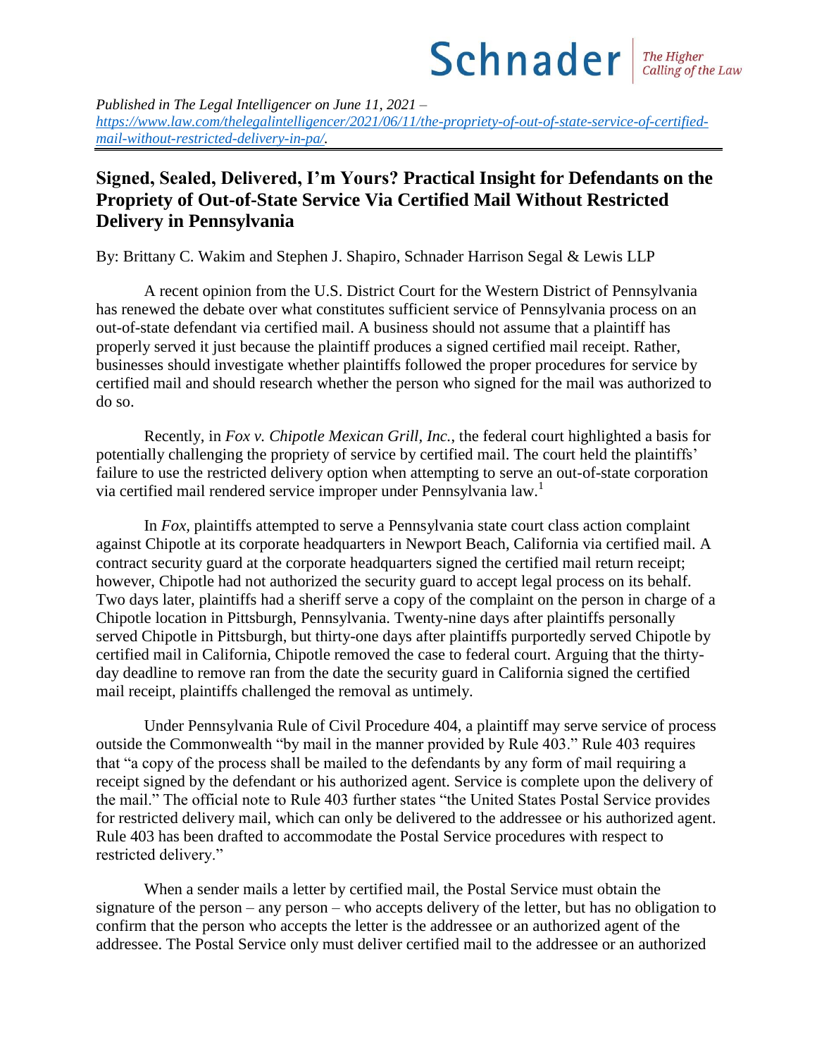Schnader | The Higher Calling of the Law

*Published in The Legal Intelligencer on June 11, 2021 – [https://www.law.com/thelegalintelligencer/2021/06/11/the-propriety-of-out-of-state-service-of-certified-mail-without-restricted-delivery-in-pa/](https://www.law.com/thelegalintelligencer/2021/06/11/the-propriety-of-out-of-state-service-of-certified-mail-without-restricted-delivery-in-pa/).*

## Signed, Sealed, Delivered, I'm Yours? Practical Insight for Defendants on the Propriety of Out-of-State Service Via Certified Mail Without Restricted Delivery in Pennsylvania

By: Brittany C. Wakim and Stephen J. Shapiro, Schnader Harrison Segal & Lewis LLP

A recent opinion from the U.S. District Court for the Western District of Pennsylvania has renewed the debate over what constitutes sufficient service of Pennsylvania process on an out-of-state defendant via certified mail. A business should not assume that a plaintiff has properly served it just because the plaintiff produces a signed certified mail receipt. Rather, businesses should investigate whether plaintiffs followed the proper procedures for service by certified mail and should research whether the person who signed for the mail was authorized to do so.

Recently, in *Fox v. Chipotle Mexican Grill, Inc.*, the federal court highlighted a basis for potentially challenging the propriety of service by certified mail. The court held the plaintiffs' failure to use the restricted delivery option when attempting to serve an out-of-state corporation via certified mail rendered service improper under Pennsylvania law.[1]

In *Fox*, plaintiffs attempted to serve a Pennsylvania state court class action complaint against Chipotle at its corporate headquarters in Newport Beach, California via certified mail. A contract security guard at the corporate headquarters signed the certified mail return receipt; however, Chipotle had not authorized the security guard to accept legal process on its behalf. Two days later, plaintiffs had a sheriff serve a copy of the complaint on the person in charge of a Chipotle location in Pittsburgh, Pennsylvania. Twenty-nine days after plaintiffs personally served Chipotle in Pittsburgh, but thirty-one days after plaintiffs purportedly served Chipotle by certified mail in California, Chipotle removed the case to federal court. Arguing that the thirty-day deadline to remove ran from the date the security guard in California signed the certified mail receipt, plaintiffs challenged the removal as untimely.

Under Pennsylvania Rule of Civil Procedure 404, a plaintiff may serve service of process outside the Commonwealth "by mail in the manner provided by Rule 403." Rule 403 requires that "a copy of the process shall be mailed to the defendants by any form of mail requiring a receipt signed by the defendant or his authorized agent. Service is complete upon the delivery of the mail." The official note to Rule 403 further states "the United States Postal Service provides for restricted delivery mail, which can only be delivered to the addressee or his authorized agent. Rule 403 has been drafted to accommodate the Postal Service procedures with respect to restricted delivery."

When a sender mails a letter by certified mail, the Postal Service must obtain the signature of the person – any person – who accepts delivery of the letter, but has no obligation to confirm that the person who accepts the letter is the addressee or an authorized agent of the addressee. The Postal Service only must deliver certified mail to the addressee or an authorized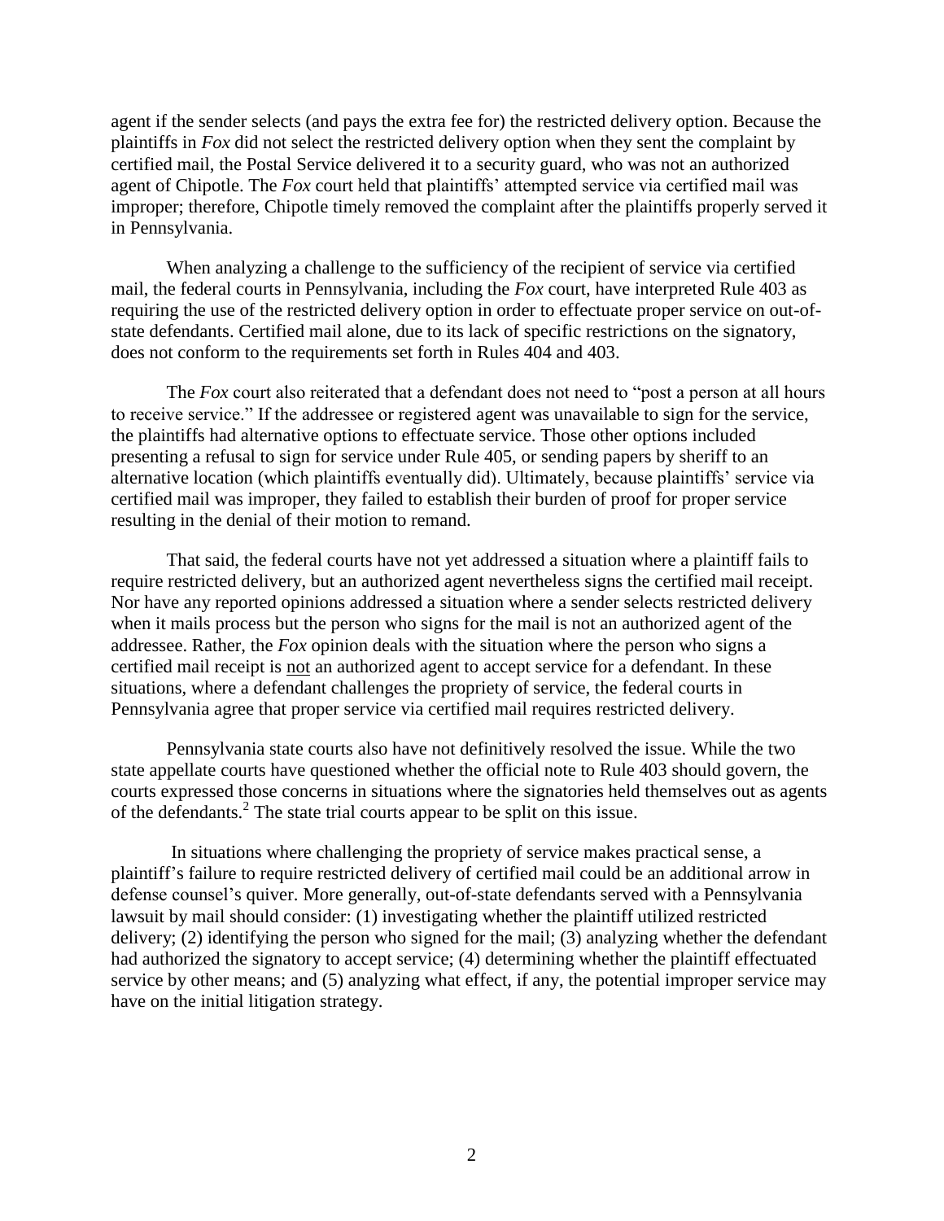agent if the sender selects (and pays the extra fee for) the restricted delivery option. Because the plaintiffs in *Fox* did not select the restricted delivery option when they sent the complaint by certified mail, the Postal Service delivered it to a security guard, who was not an authorized agent of Chipotle. The *Fox* court held that plaintiffs' attempted service via certified mail was improper; therefore, Chipotle timely removed the complaint after the plaintiffs properly served it in Pennsylvania.

When analyzing a challenge to the sufficiency of the recipient of service via certified mail, the federal courts in Pennsylvania, including the *Fox* court, have interpreted Rule 403 as requiring the use of the restricted delivery option in order to effectuate proper service on out-of-state defendants. Certified mail alone, due to its lack of specific restrictions on the signatory, does not conform to the requirements set forth in Rules 404 and 403.

The *Fox* court also reiterated that a defendant does not need to "post a person at all hours to receive service." If the addressee or registered agent was unavailable to sign for the service, the plaintiffs had alternative options to effectuate service. Those other options included presenting a refusal to sign for service under Rule 405, or sending papers by sheriff to an alternative location (which plaintiffs eventually did). Ultimately, because plaintiffs' service via certified mail was improper, they failed to establish their burden of proof for proper service resulting in the denial of their motion to remand.

That said, the federal courts have not yet addressed a situation where a plaintiff fails to require restricted delivery, but an authorized agent nevertheless signs the certified mail receipt. Nor have any reported opinions addressed a situation where a sender selects restricted delivery when it mails process but the person who signs for the mail is not an authorized agent of the addressee. Rather, the *Fox* opinion deals with the situation where the person who signs a certified mail receipt is <u>not</u> an authorized agent to accept service for a defendant. In these situations, where a defendant challenges the propriety of service, the federal courts in Pennsylvania agree that proper service via certified mail requires restricted delivery.

Pennsylvania state courts also have not definitively resolved the issue. While the two state appellate courts have questioned whether the official note to Rule 403 should govern, the courts expressed those concerns in situations where the signatories held themselves out as agents of the defendants.[2] The state trial courts appear to be split on this issue.

In situations where challenging the propriety of service makes practical sense, a plaintiff's failure to require restricted delivery of certified mail could be an additional arrow in defense counsel's quiver. More generally, out-of-state defendants served with a Pennsylvania lawsuit by mail should consider: (1) investigating whether the plaintiff utilized restricted delivery; (2) identifying the person who signed for the mail; (3) analyzing whether the defendant had authorized the signatory to accept service; (4) determining whether the plaintiff effectuated service by other means; and (5) analyzing what effect, if any, the potential improper service may have on the initial litigation strategy.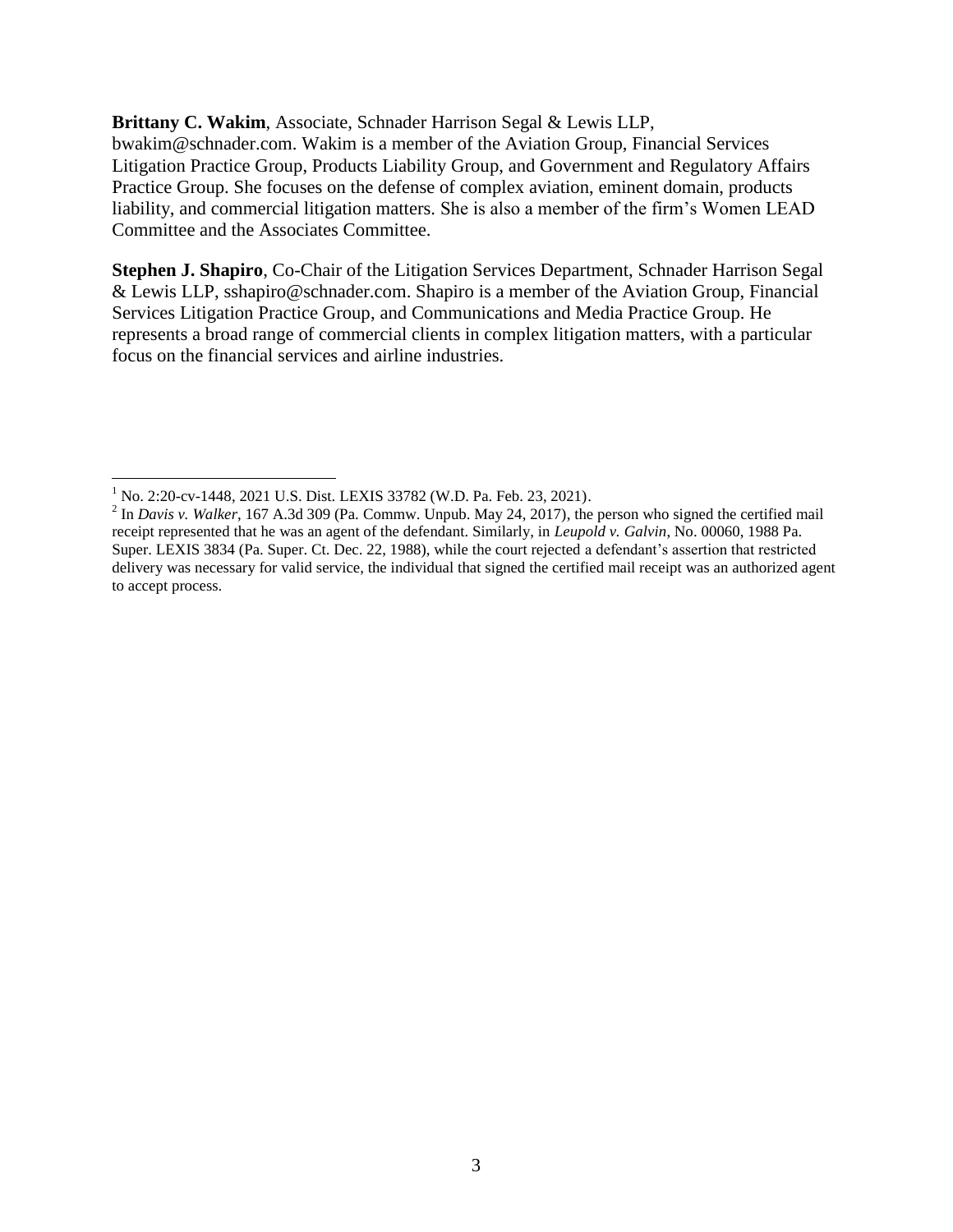**Brittany C. Wakim**, Associate, Schnader Harrison Segal & Lewis LLP, bwakim@schnader.com. Wakim is a member of the Aviation Group, Financial Services Litigation Practice Group, Products Liability Group, and Government and Regulatory Affairs Practice Group. She focuses on the defense of complex aviation, eminent domain, products liability, and commercial litigation matters. She is also a member of the firm's Women LEAD Committee and the Associates Committee.

**Stephen J. Shapiro**, Co-Chair of the Litigation Services Department, Schnader Harrison Segal & Lewis LLP, sshapiro@schnader.com. Shapiro is a member of the Aviation Group, Financial Services Litigation Practice Group, and Communications and Media Practice Group. He represents a broad range of commercial clients in complex litigation matters, with a particular focus on the financial services and airline industries.

---

[1] No. 2:20-cv-1448, 2021 U.S. Dist. LEXIS 33782 (W.D. Pa. Feb. 23, 2021).

[2] In *Davis v. Walker*, 167 A.3d 309 (Pa. Commw. Unpub. May 24, 2017), the person who signed the certified mail receipt represented that he was an agent of the defendant. Similarly, in *Leupold v. Galvin*, No. 00060, 1988 Pa. Super. LEXIS 3834 (Pa. Super. Ct. Dec. 22, 1988), while the court rejected a defendant's assertion that restricted delivery was necessary for valid service, the individual that signed the certified mail receipt was an authorized agent to accept process.